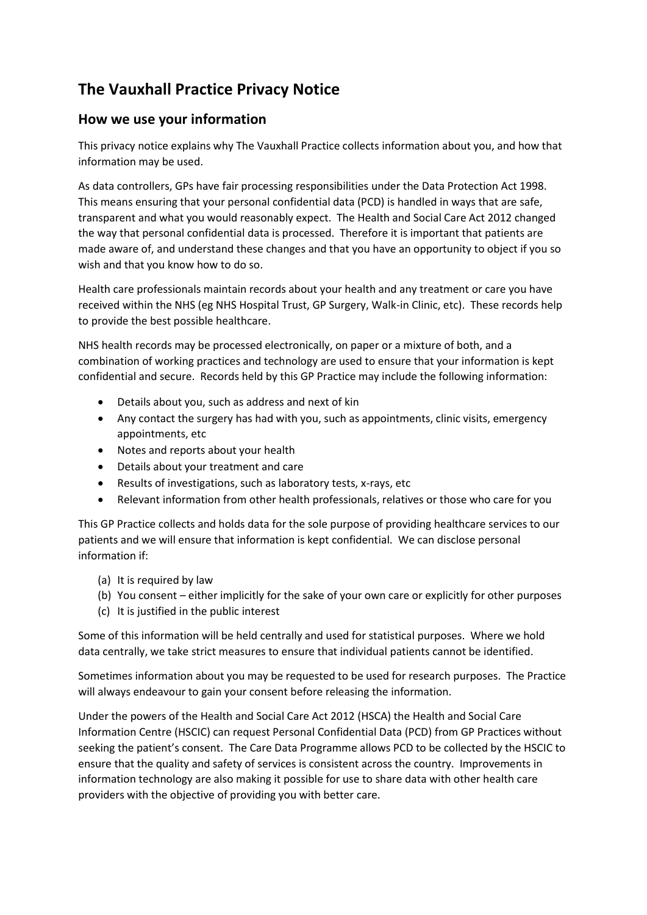# The Vauxhall Practice Privacy Notice

## How we use your information

This privacy notice explains why The Vauxhall Practice collects information about you, and how that information may be used.

As data controllers, GPs have fair processing responsibilities under the Data Protection Act 1998. This means ensuring that your personal confidential data (PCD) is handled in ways that are safe, transparent and what you would reasonably expect. The Health and Social Care Act 2012 changed the way that personal confidential data is processed. Therefore it is important that patients are made aware of, and understand these changes and that you have an opportunity to object if you so wish and that you know how to do so.

Health care professionals maintain records about your health and any treatment or care you have received within the NHS (eg NHS Hospital Trust, GP Surgery, Walk-in Clinic, etc). These records help to provide the best possible healthcare.

NHS health records may be processed electronically, on paper or a mixture of both, and a combination of working practices and technology are used to ensure that your information is kept confidential and secure. Records held by this GP Practice may include the following information:

- Details about you, such as address and next of kin
- Any contact the surgery has had with you, such as appointments, clinic visits, emergency appointments, etc
- Notes and reports about your health
- Details about your treatment and care
- Results of investigations, such as laboratory tests, x-rays, etc
- Relevant information from other health professionals, relatives or those who care for you

This GP Practice collects and holds data for the sole purpose of providing healthcare services to our patients and we will ensure that information is kept confidential. We can disclose personal information if:

(a) It is required by law
(b) You consent – either implicitly for the sake of your own care or explicitly for other purposes
(c) It is justified in the public interest

Some of this information will be held centrally and used for statistical purposes. Where we hold data centrally, we take strict measures to ensure that individual patients cannot be identified.

Sometimes information about you may be requested to be used for research purposes. The Practice will always endeavour to gain your consent before releasing the information.

Under the powers of the Health and Social Care Act 2012 (HSCA) the Health and Social Care Information Centre (HSCIC) can request Personal Confidential Data (PCD) from GP Practices without seeking the patient's consent. The Care Data Programme allows PCD to be collected by the HSCIC to ensure that the quality and safety of services is consistent across the country. Improvements in information technology are also making it possible for use to share data with other health care providers with the objective of providing you with better care.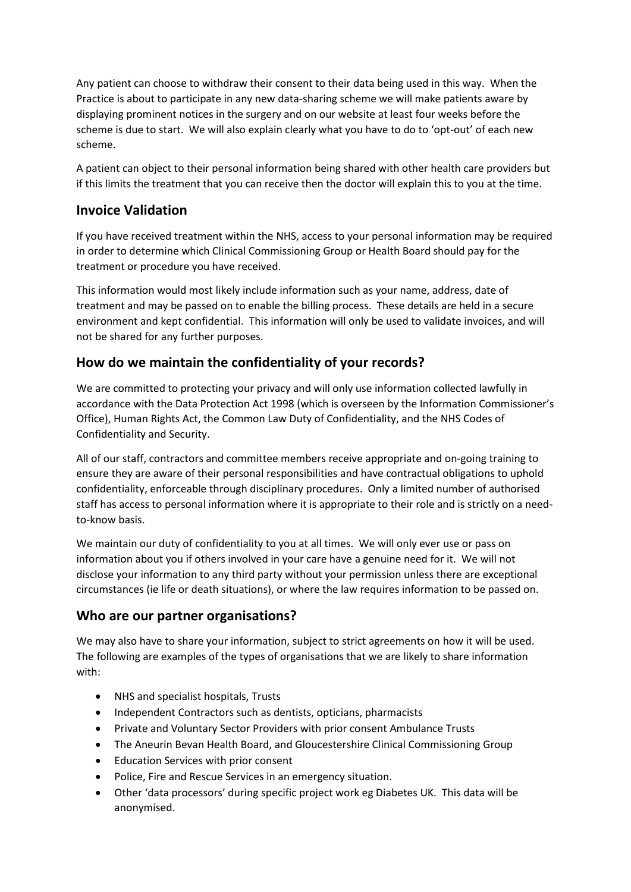Any patient can choose to withdraw their consent to their data being used in this way. When the Practice is about to participate in any new data-sharing scheme we will make patients aware by displaying prominent notices in the surgery and on our website at least four weeks before the scheme is due to start. We will also explain clearly what you have to do to 'opt-out' of each new scheme.

A patient can object to their personal information being shared with other health care providers but if this limits the treatment that you can receive then the doctor will explain this to you at the time.

## Invoice Validation

If you have received treatment within the NHS, access to your personal information may be required in order to determine which Clinical Commissioning Group or Health Board should pay for the treatment or procedure you have received.

This information would most likely include information such as your name, address, date of treatment and may be passed on to enable the billing process. These details are held in a secure environment and kept confidential. This information will only be used to validate invoices, and will not be shared for any further purposes.

## How do we maintain the confidentiality of your records?

We are committed to protecting your privacy and will only use information collected lawfully in accordance with the Data Protection Act 1998 (which is overseen by the Information Commissioner's Office), Human Rights Act, the Common Law Duty of Confidentiality, and the NHS Codes of Confidentiality and Security.

All of our staff, contractors and committee members receive appropriate and on-going training to ensure they are aware of their personal responsibilities and have contractual obligations to uphold confidentiality, enforceable through disciplinary procedures. Only a limited number of authorised staff has access to personal information where it is appropriate to their role and is strictly on a need-to-know basis.

We maintain our duty of confidentiality to you at all times. We will only ever use or pass on information about you if others involved in your care have a genuine need for it. We will not disclose your information to any third party without your permission unless there are exceptional circumstances (ie life or death situations), or where the law requires information to be passed on.

## Who are our partner organisations?

We may also have to share your information, subject to strict agreements on how it will be used. The following are examples of the types of organisations that we are likely to share information with:

- NHS and specialist hospitals, Trusts
- Independent Contractors such as dentists, opticians, pharmacists
- Private and Voluntary Sector Providers with prior consent Ambulance Trusts
- The Aneurin Bevan Health Board, and Gloucestershire Clinical Commissioning Group
- Education Services with prior consent
- Police, Fire and Rescue Services in an emergency situation.
- Other 'data processors' during specific project work eg Diabetes UK. This data will be anonymised.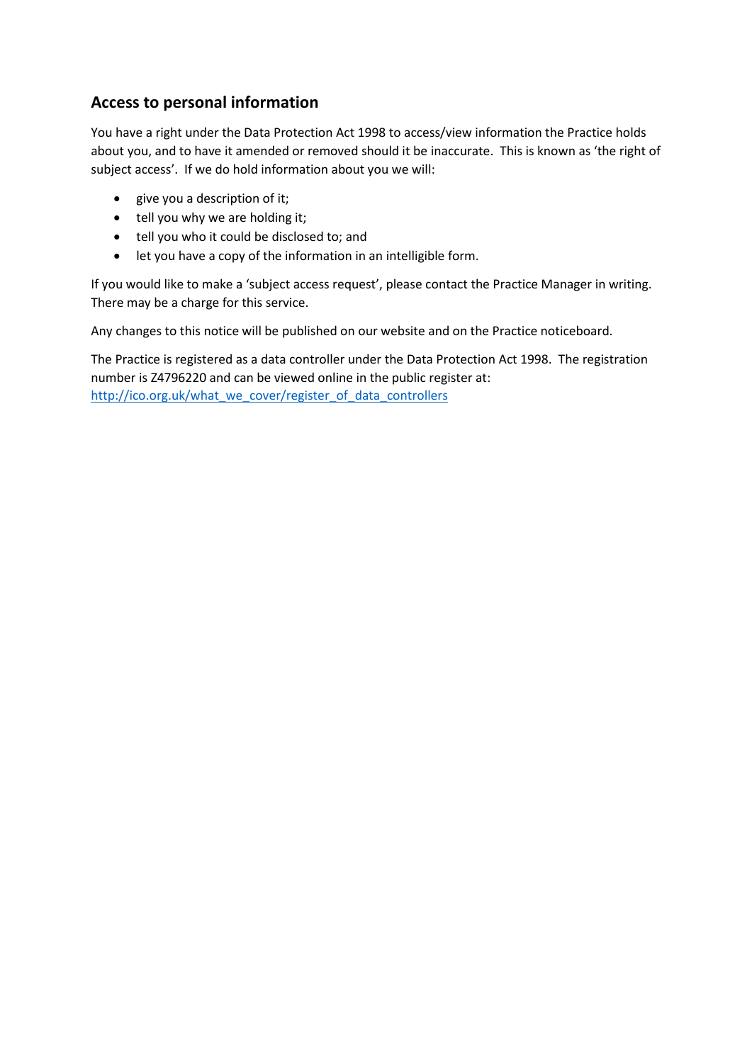## Access to personal information

You have a right under the Data Protection Act 1998 to access/view information the Practice holds about you, and to have it amended or removed should it be inaccurate. This is known as 'the right of subject access'. If we do hold information about you we will:

- give you a description of it;
- tell you why we are holding it;
- tell you who it could be disclosed to; and
- let you have a copy of the information in an intelligible form.

If you would like to make a 'subject access request', please contact the Practice Manager in writing. There may be a charge for this service.

Any changes to this notice will be published on our website and on the Practice noticeboard.

The Practice is registered as a data controller under the Data Protection Act 1998. The registration number is Z4796220 and can be viewed online in the public register at: http://ico.org.uk/what_we_cover/register_of_data_controllers